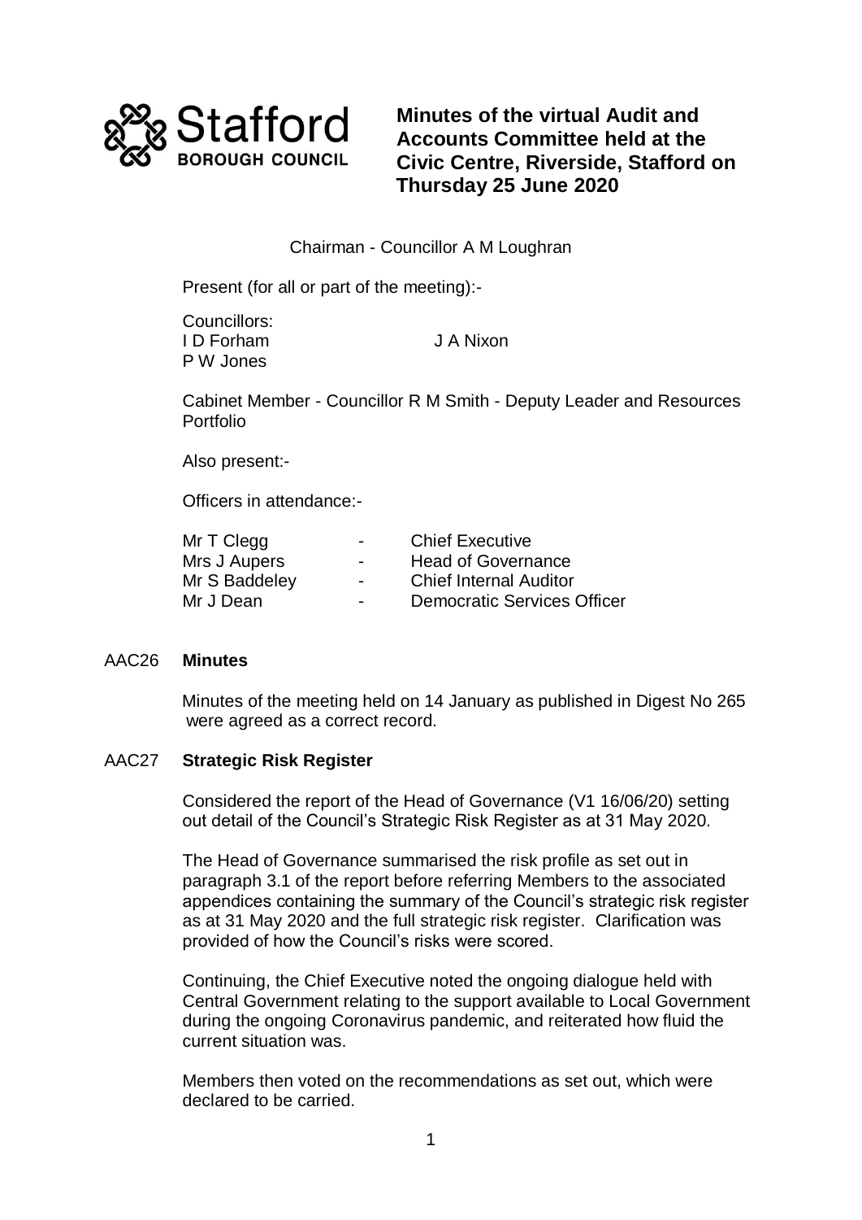Stafford BOROUGH COUNCIL

# Minutes of the virtual Audit and Accounts Committee held at the Civic Centre, Riverside, Stafford on Thursday 25 June 2020

Chairman - Councillor A M Loughran

Present (for all or part of the meeting):-

Councillors:
I D Forham　　　　J A Nixon
P W Jones

Cabinet Member - Councillor R M Smith - Deputy Leader and Resources Portfolio

Also present:-

Officers in attendance:-

| | | |
|---|---|---|
| Mr T Clegg | - | Chief Executive |
| Mrs J Aupers | - | Head of Governance |
| Mr S Baddeley | - | Chief Internal Auditor |
| Mr J Dean | - | Democratic Services Officer |

## AAC26 Minutes

Minutes of the meeting held on 14 January as published in Digest No 265 were agreed as a correct record.

## AAC27 Strategic Risk Register

Considered the report of the Head of Governance (V1 16/06/20) setting out detail of the Council's Strategic Risk Register as at 31 May 2020.

The Head of Governance summarised the risk profile as set out in paragraph 3.1 of the report before referring Members to the associated appendices containing the summary of the Council's strategic risk register as at 31 May 2020 and the full strategic risk register. Clarification was provided of how the Council's risks were scored.

Continuing, the Chief Executive noted the ongoing dialogue held with Central Government relating to the support available to Local Government during the ongoing Coronavirus pandemic, and reiterated how fluid the current situation was.

Members then voted on the recommendations as set out, which were declared to be carried.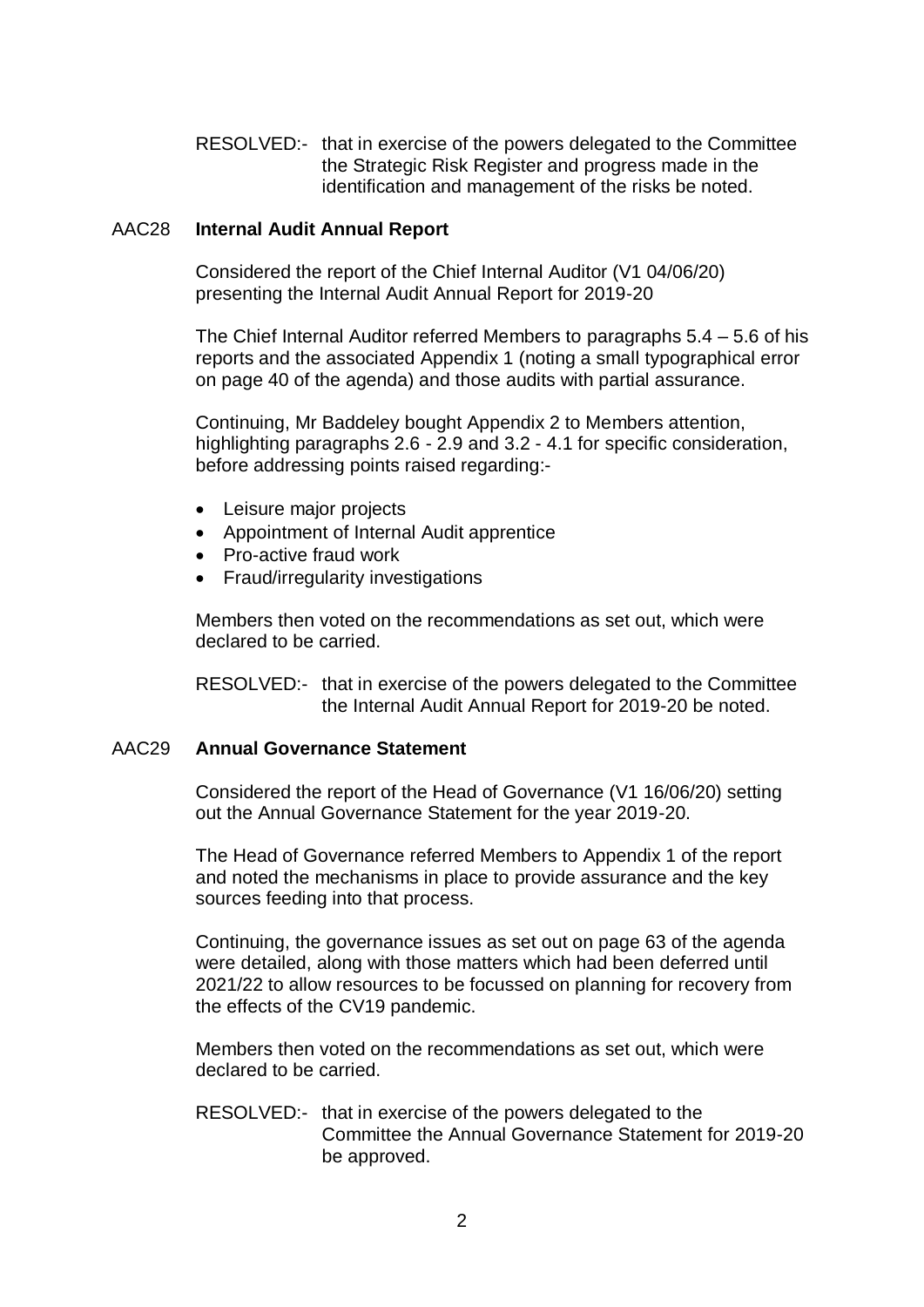RESOLVED:- that in exercise of the powers delegated to the Committee the Strategic Risk Register and progress made in the identification and management of the risks be noted.

AAC28 **Internal Audit Annual Report**

Considered the report of the Chief Internal Auditor (V1 04/06/20) presenting the Internal Audit Annual Report for 2019-20

The Chief Internal Auditor referred Members to paragraphs 5.4 – 5.6 of his reports and the associated Appendix 1 (noting a small typographical error on page 40 of the agenda) and those audits with partial assurance.

Continuing, Mr Baddeley bought Appendix 2 to Members attention, highlighting paragraphs 2.6 - 2.9 and 3.2 - 4.1 for specific consideration, before addressing points raised regarding:-

- Leisure major projects
- Appointment of Internal Audit apprentice
- Pro-active fraud work
- Fraud/irregularity investigations

Members then voted on the recommendations as set out, which were declared to be carried.

RESOLVED:- that in exercise of the powers delegated to the Committee the Internal Audit Annual Report for 2019-20 be noted.

AAC29 **Annual Governance Statement**

Considered the report of the Head of Governance (V1 16/06/20) setting out the Annual Governance Statement for the year 2019-20.

The Head of Governance referred Members to Appendix 1 of the report and noted the mechanisms in place to provide assurance and the key sources feeding into that process.

Continuing, the governance issues as set out on page 63 of the agenda were detailed, along with those matters which had been deferred until 2021/22 to allow resources to be focussed on planning for recovery from the effects of the CV19 pandemic.

Members then voted on the recommendations as set out, which were declared to be carried.

RESOLVED:- that in exercise of the powers delegated to the Committee the Annual Governance Statement for 2019-20 be approved.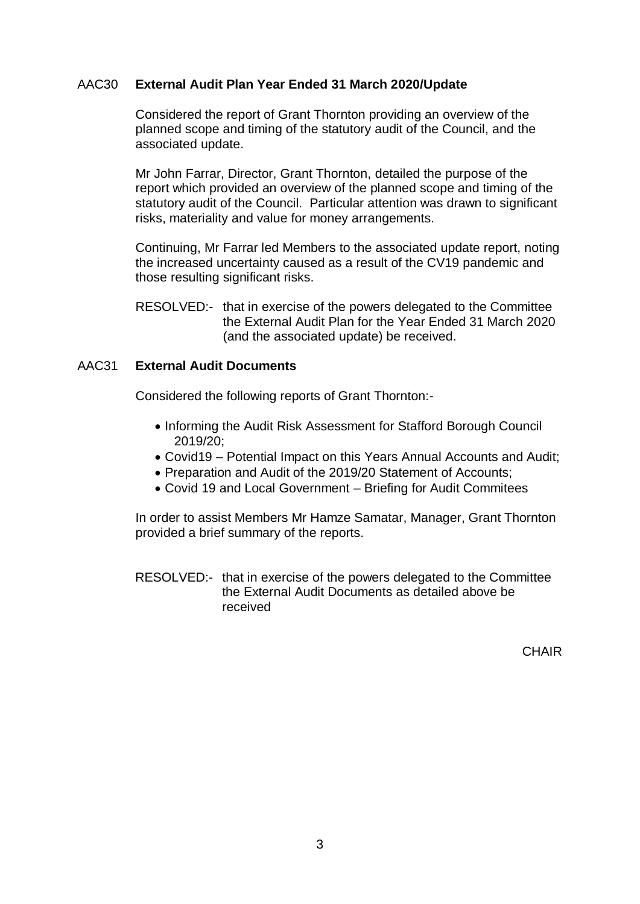## AAC30 **External Audit Plan Year Ended 31 March 2020/Update**

Considered the report of Grant Thornton providing an overview of the planned scope and timing of the statutory audit of the Council, and the associated update.

Mr John Farrar, Director, Grant Thornton, detailed the purpose of the report which provided an overview of the planned scope and timing of the statutory audit of the Council. Particular attention was drawn to significant risks, materiality and value for money arrangements.

Continuing, Mr Farrar led Members to the associated update report, noting the increased uncertainty caused as a result of the CV19 pandemic and those resulting significant risks.

RESOLVED:- that in exercise of the powers delegated to the Committee the External Audit Plan for the Year Ended 31 March 2020 (and the associated update) be received.

## AAC31 **External Audit Documents**

Considered the following reports of Grant Thornton:-

- Informing the Audit Risk Assessment for Stafford Borough Council 2019/20;
- Covid19 – Potential Impact on this Years Annual Accounts and Audit;
- Preparation and Audit of the 2019/20 Statement of Accounts;
- Covid 19 and Local Government – Briefing for Audit Commitees

In order to assist Members Mr Hamze Samatar, Manager, Grant Thornton provided a brief summary of the reports.

RESOLVED:- that in exercise of the powers delegated to the Committee the External Audit Documents as detailed above be received

CHAIR